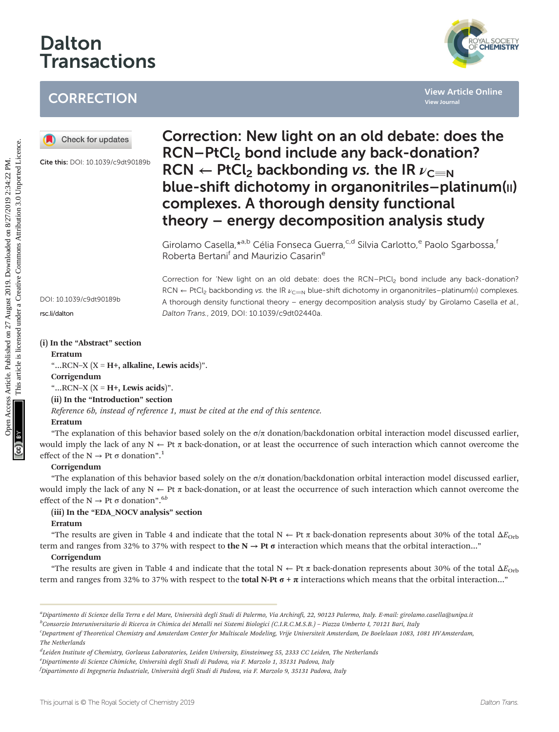# Correction: New light on an old debate: does the RCN–$PtCl_2$ bond include any back-donation? RCN ← $PtCl_2$ backbonding *vs.* the IR $\nu_{C\equiv N}$ blue-shift dichotomy in organonitriles–platinum(II) complexes. A thorough density functional theory – energy decomposition analysis study

**CORRECTION**

Cite this: DOI: 10.1039/c9dt90189b

Girolamo Casella,*[a,b] Célia Fonseca Guerra,[c,d] Silvia Carlotto,[e] Paolo Sgarbossa,[f] Roberta Bertani[f] and Maurizio Casarin[e]

DOI: 10.1039/c9dt90189b

rsc.li/dalton

Correction for 'New light on an old debate: does the RCN–$PtCl_2$ bond include any back-donation? RCN ← $PtCl_2$ backbonding *vs.* the IR $\nu_{C\equiv N}$ blue-shift dichotomy in organonitriles–platinum(II) complexes. A thorough density functional theory – energy decomposition analysis study' by Girolamo Casella *et al.*, *Dalton Trans.*, 2019, DOI: 10.1039/c9dt02440a.

**(i) In the "Abstract" section**

**Erratum**

"…RCN–X (X = **H+, alkaline, Lewis acids**)".

**Corrigendum**

"…RCN–X (X = **H+, Lewis acids**)".

**(ii) In the "Introduction" section**

*Reference 6b, instead of reference 1, must be cited at the end of this sentence.*

**Erratum**

"The explanation of this behavior based solely on the σ/π donation/backdonation orbital interaction model discussed earlier, would imply the lack of any N ← Pt π back-donation, or at least the occurrence of such interaction which cannot overcome the effect of the N → Pt σ donation".[1]

**Corrigendum**

"The explanation of this behavior based solely on the σ/π donation/backdonation orbital interaction model discussed earlier, would imply the lack of any N ← Pt π back-donation, or at least the occurrence of such interaction which cannot overcome the effect of the N → Pt σ donation".[6b]

**(iii) In the "EDA_NOCV analysis" section**

**Erratum**

"The results are given in Table 4 and indicate that the total N ← Pt π back-donation represents about 30% of the total $\Delta E_{Orb}$ term and ranges from 32% to 37% with respect to **the N → Pt σ** interaction which means that the orbital interaction…"

**Corrigendum**

"The results are given in Table 4 and indicate that the total N ← Pt π back-donation represents about 30% of the total $\Delta E_{Orb}$ term and ranges from 32% to 37% with respect to the **total N-Pt σ + π** interactions which means that the orbital interaction…"

---

[a] Dipartimento di Scienze della Terra e del Mare, Università degli Studi di Palermo, Via Archirafi, 22, 90123 Palermo, Italy. E-mail: girolamo.casella@unipa.it

[b] Consorzio Interuniversitario di Ricerca in Chimica dei Metalli nei Sistemi Biologici (C.I.R.C.M.S.B.) – Piazza Umberto I, 70121 Bari, Italy

[c] Department of Theoretical Chemistry and Amsterdam Center for Multiscale Modeling, Vrije Universiteit Amsterdam, De Boelelaan 1083, 1081 HV Amsterdam, The Netherlands

[d] Leiden Institute of Chemistry, Gorlaeus Laboratories, Leiden University, Einsteinweg 55, 2333 CC Leiden, The Netherlands

[e] Dipartimento di Scienze Chimiche, Università degli Studi di Padova, via F. Marzolo 1, 35131 Padova, Italy

[f] Dipartimento di Ingegneria Industriale, Università degli Studi di Padova, via F. Marzolo 9, 35131 Padova, Italy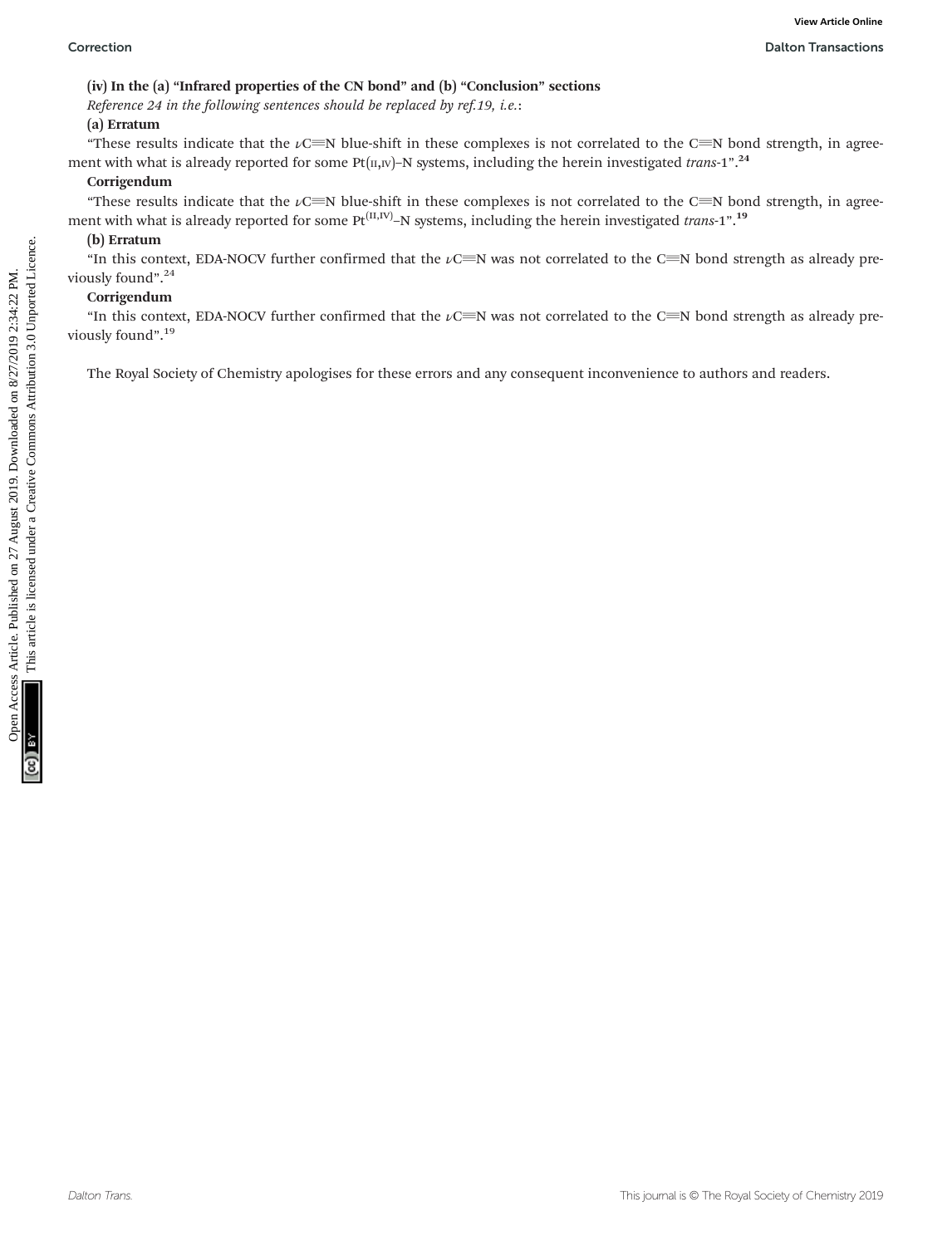**(iv) In the (a) "Infrared properties of the CN bond" and (b) "Conclusion" sections**

*Reference 24 in the following sentences should be replaced by ref.19, i.e.*:

**(a) Erratum**

"These results indicate that the $\nu$C≡N blue-shift in these complexes is not correlated to the C≡N bond strength, in agreement with what is already reported for some Pt(II,IV)–N systems, including the herein investigated *trans*-1".[24]

**Corrigendum**

"These results indicate that the $\nu$C≡N blue-shift in these complexes is not correlated to the C≡N bond strength, in agreement with what is already reported for some $Pt^{(II,IV)}$–N systems, including the herein investigated *trans*-1".[19]

**(b) Erratum**

"In this context, EDA-NOCV further confirmed that the $\nu$C≡N was not correlated to the C≡N bond strength as already previously found".[24]

**Corrigendum**

"In this context, EDA-NOCV further confirmed that the $\nu$C≡N was not correlated to the C≡N bond strength as already previously found".[19]

The Royal Society of Chemistry apologises for these errors and any consequent inconvenience to authors and readers.